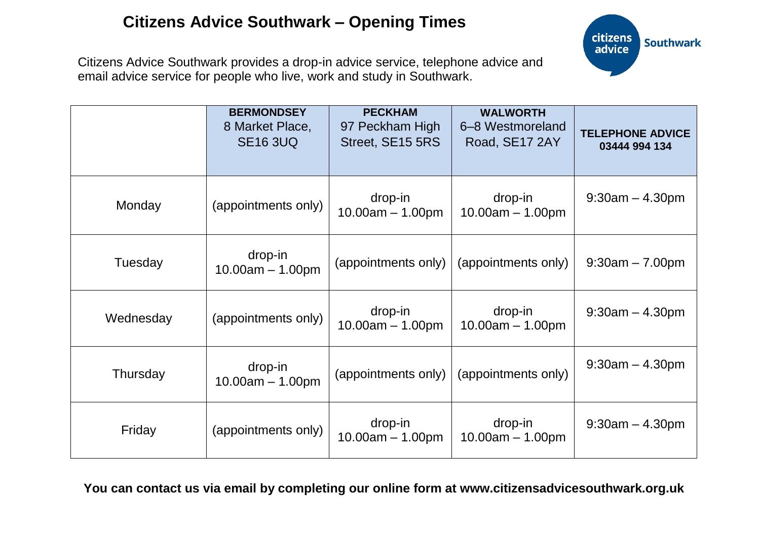# Citizens Advice Southwark – Opening Times

Citizens Advice Southwark provides a drop-in advice service, telephone advice and email advice service for people who live, work and study in Southwark.

| | **BERMONDSEY** 8 Market Place, SE16 3UQ | **PECKHAM** 97 Peckham High Street, SE15 5RS | **WALWORTH** 6–8 Westmoreland Road, SE17 2AY | **TELEPHONE ADVICE 03444 994 134** |
|---|---|---|---|---|
| Monday | (appointments only) | drop-in 10.00am – 1.00pm | drop-in 10.00am – 1.00pm | 9:30am – 4.30pm |
| Tuesday | drop-in 10.00am – 1.00pm | (appointments only) | (appointments only) | 9:30am – 7.00pm |
| Wednesday | (appointments only) | drop-in 10.00am – 1.00pm | drop-in 10.00am – 1.00pm | 9:30am – 4.30pm |
| Thursday | drop-in 10.00am – 1.00pm | (appointments only) | (appointments only) | 9:30am – 4.30pm |
| Friday | (appointments only) | drop-in 10.00am – 1.00pm | drop-in 10.00am – 1.00pm | 9:30am – 4.30pm |

**You can contact us via email by completing our online form at www.citizensadvicesouthwark.org.uk**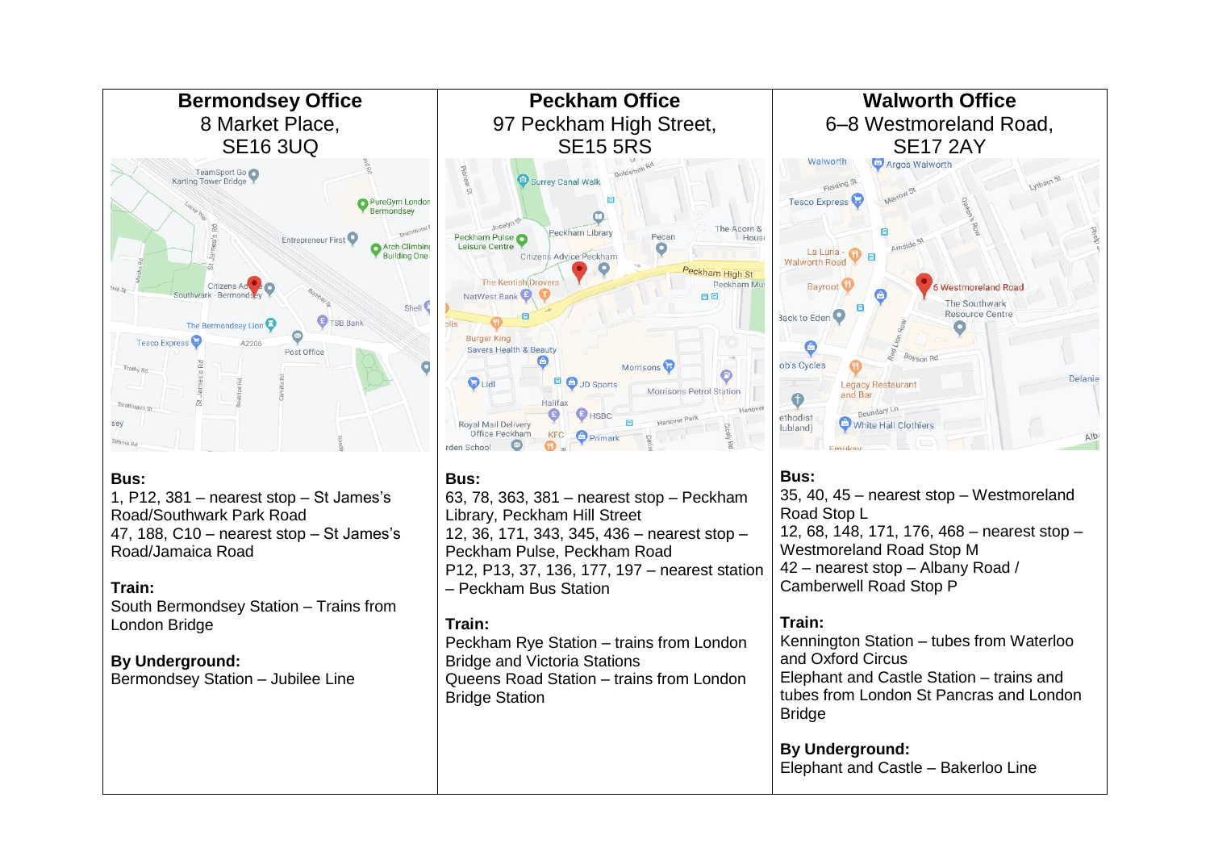| Bermondsey Office<br>8 Market Place,<br>SE16 3UQ | Peckham Office<br>97 Peckham High Street,<br>SE15 5RS | Walworth Office<br>6–8 Westmoreland Road,<br>SE17 2AY |
| --- | --- | --- |
| **Bus:**<br>1, P12, 381 – nearest stop – St James's Road/Southwark Park Road<br>47, 188, C10 – nearest stop – St James's Road/Jamaica Road<br><br>**Train:**<br>South Bermondsey Station – Trains from London Bridge<br><br>**By Underground:**<br>Bermondsey Station – Jubilee Line | **Bus:**<br>63, 78, 363, 381 – nearest stop – Peckham Library, Peckham Hill Street<br>12, 36, 171, 343, 345, 436 – nearest stop – Peckham Pulse, Peckham Road<br>P12, P13, 37, 136, 177, 197 – nearest station – Peckham Bus Station<br><br>**Train:**<br>Peckham Rye Station – trains from London Bridge and Victoria Stations<br>Queens Road Station – trains from London Bridge Station | **Bus:**<br>35, 40, 45 – nearest stop – Westmoreland Road Stop L<br>12, 68, 148, 171, 176, 468 – nearest stop – Westmoreland Road Stop M<br>42 – nearest stop – Albany Road / Camberwell Road Stop P<br><br>**Train:**<br>Kennington Station – tubes from Waterloo and Oxford Circus<br>Elephant and Castle Station – trains and tubes from London St Pancras and London Bridge<br><br>**By Underground:**<br>Elephant and Castle – Bakerloo Line |